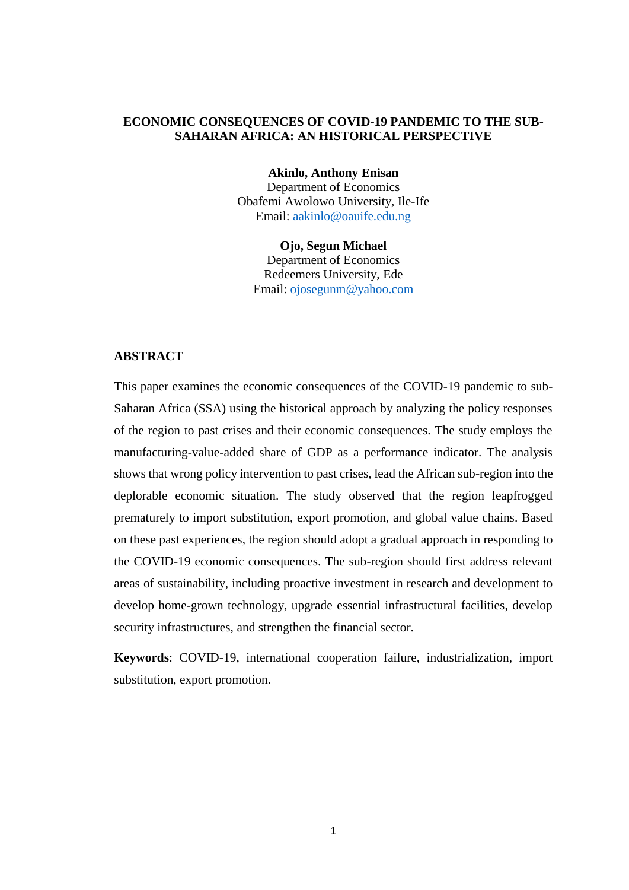# ECONOMIC CONSEQUENCES OF COVID-19 PANDEMIC TO THE SUB-SAHARAN AFRICA: AN HISTORICAL PERSPECTIVE

**Akinlo, Anthony Enisan**
Department of Economics
Obafemi Awolowo University, Ile-Ife
Email: aakinlo@oauife.edu.ng

**Ojo, Segun Michael**
Department of Economics
Redeemers University, Ede
Email: ojosegunm@yahoo.com

## ABSTRACT

This paper examines the economic consequences of the COVID-19 pandemic to sub-Saharan Africa (SSA) using the historical approach by analyzing the policy responses of the region to past crises and their economic consequences. The study employs the manufacturing-value-added share of GDP as a performance indicator. The analysis shows that wrong policy intervention to past crises, lead the African sub-region into the deplorable economic situation. The study observed that the region leapfrogged prematurely to import substitution, export promotion, and global value chains. Based on these past experiences, the region should adopt a gradual approach in responding to the COVID-19 economic consequences. The sub-region should first address relevant areas of sustainability, including proactive investment in research and development to develop home-grown technology, upgrade essential infrastructural facilities, develop security infrastructures, and strengthen the financial sector.

**Keywords**: COVID-19, international cooperation failure, industrialization, import substitution, export promotion.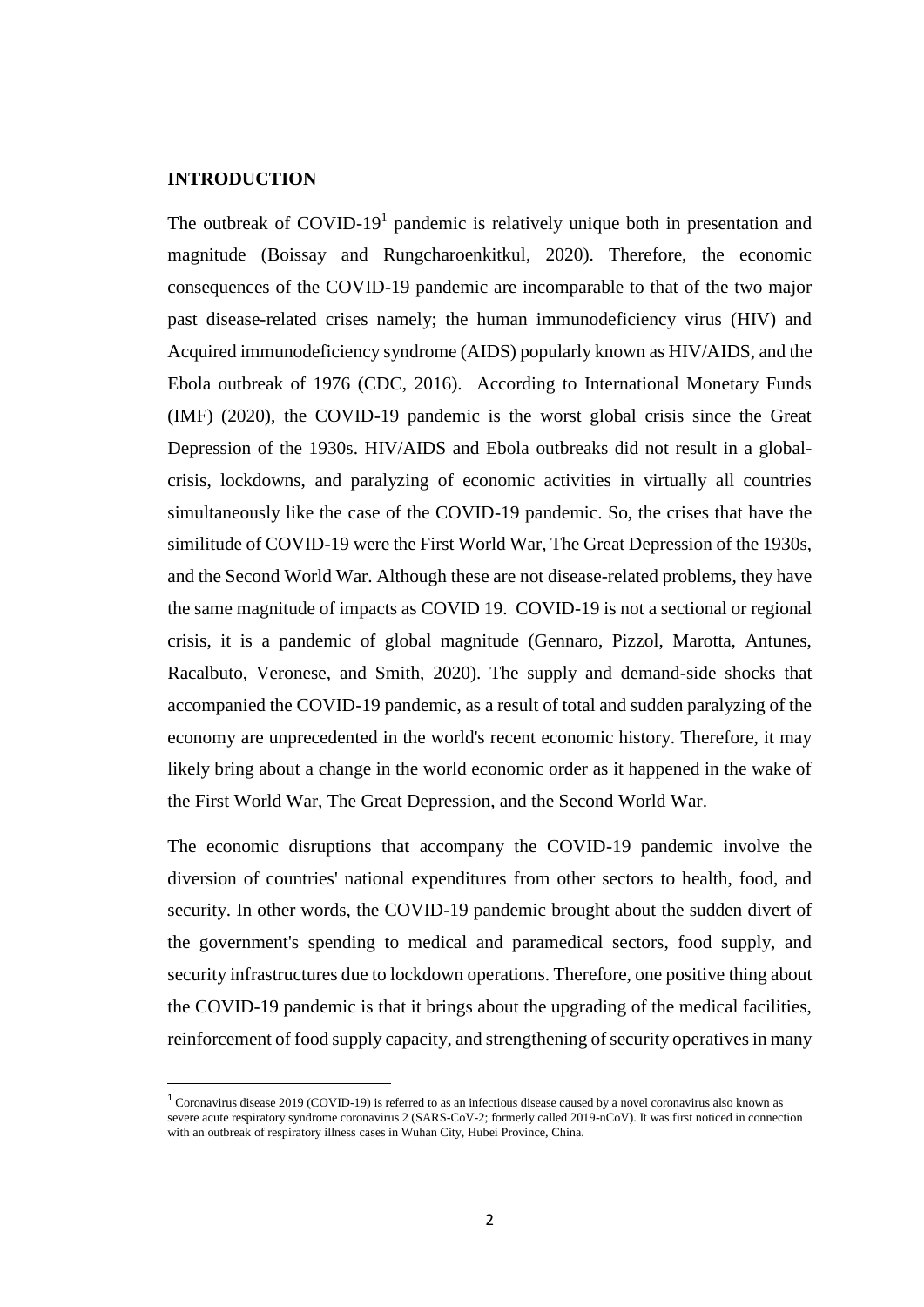## INTRODUCTION

The outbreak of COVID-19[1] pandemic is relatively unique both in presentation and magnitude (Boissay and Rungcharoenkitkul, 2020). Therefore, the economic consequences of the COVID-19 pandemic are incomparable to that of the two major past disease-related crises namely; the human immunodeficiency virus (HIV) and Acquired immunodeficiency syndrome (AIDS) popularly known as HIV/AIDS, and the Ebola outbreak of 1976 (CDC, 2016). According to International Monetary Funds (IMF) (2020), the COVID-19 pandemic is the worst global crisis since the Great Depression of the 1930s. HIV/AIDS and Ebola outbreaks did not result in a global-crisis, lockdowns, and paralyzing of economic activities in virtually all countries simultaneously like the case of the COVID-19 pandemic. So, the crises that have the similitude of COVID-19 were the First World War, The Great Depression of the 1930s, and the Second World War. Although these are not disease-related problems, they have the same magnitude of impacts as COVID 19. COVID-19 is not a sectional or regional crisis, it is a pandemic of global magnitude (Gennaro, Pizzol, Marotta, Antunes, Racalbuto, Veronese, and Smith, 2020). The supply and demand-side shocks that accompanied the COVID-19 pandemic, as a result of total and sudden paralyzing of the economy are unprecedented in the world's recent economic history. Therefore, it may likely bring about a change in the world economic order as it happened in the wake of the First World War, The Great Depression, and the Second World War.

The economic disruptions that accompany the COVID-19 pandemic involve the diversion of countries' national expenditures from other sectors to health, food, and security. In other words, the COVID-19 pandemic brought about the sudden divert of the government's spending to medical and paramedical sectors, food supply, and security infrastructures due to lockdown operations. Therefore, one positive thing about the COVID-19 pandemic is that it brings about the upgrading of the medical facilities, reinforcement of food supply capacity, and strengthening of security operatives in many

[1] Coronavirus disease 2019 (COVID-19) is referred to as an infectious disease caused by a novel coronavirus also known as severe acute respiratory syndrome coronavirus 2 (SARS-CoV-2; formerly called 2019-nCoV). It was first noticed in connection with an outbreak of respiratory illness cases in Wuhan City, Hubei Province, China.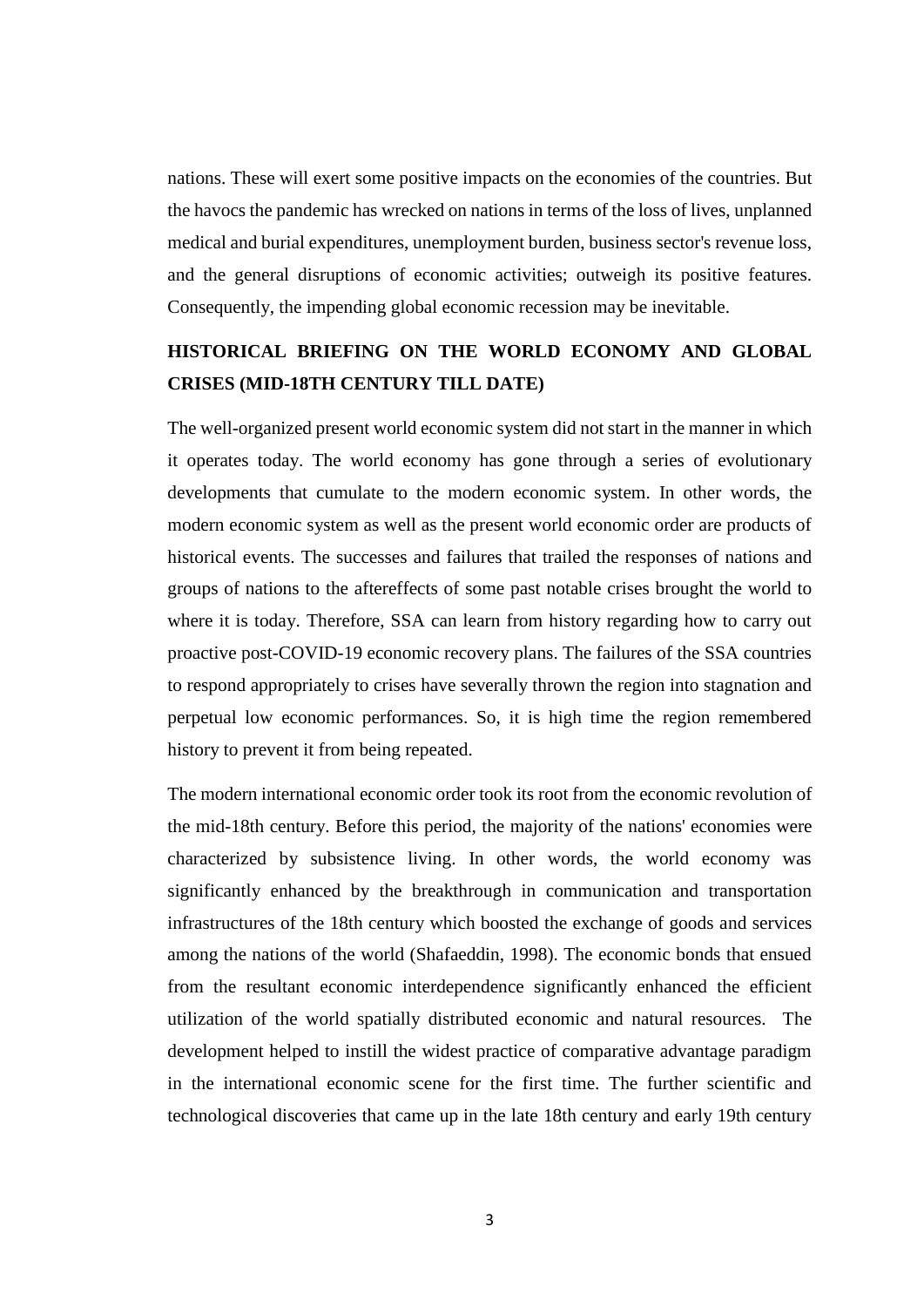nations. These will exert some positive impacts on the economies of the countries. But the havocs the pandemic has wrecked on nations in terms of the loss of lives, unplanned medical and burial expenditures, unemployment burden, business sector's revenue loss, and the general disruptions of economic activities; outweigh its positive features. Consequently, the impending global economic recession may be inevitable.

## HISTORICAL BRIEFING ON THE WORLD ECONOMY AND GLOBAL CRISES (MID-18TH CENTURY TILL DATE)

The well-organized present world economic system did not start in the manner in which it operates today. The world economy has gone through a series of evolutionary developments that cumulate to the modern economic system. In other words, the modern economic system as well as the present world economic order are products of historical events. The successes and failures that trailed the responses of nations and groups of nations to the aftereffects of some past notable crises brought the world to where it is today. Therefore, SSA can learn from history regarding how to carry out proactive post-COVID-19 economic recovery plans. The failures of the SSA countries to respond appropriately to crises have severally thrown the region into stagnation and perpetual low economic performances. So, it is high time the region remembered history to prevent it from being repeated.

The modern international economic order took its root from the economic revolution of the mid-18th century. Before this period, the majority of the nations' economies were characterized by subsistence living. In other words, the world economy was significantly enhanced by the breakthrough in communication and transportation infrastructures of the 18th century which boosted the exchange of goods and services among the nations of the world (Shafaeddin, 1998). The economic bonds that ensued from the resultant economic interdependence significantly enhanced the efficient utilization of the world spatially distributed economic and natural resources. The development helped to instill the widest practice of comparative advantage paradigm in the international economic scene for the first time. The further scientific and technological discoveries that came up in the late 18th century and early 19th century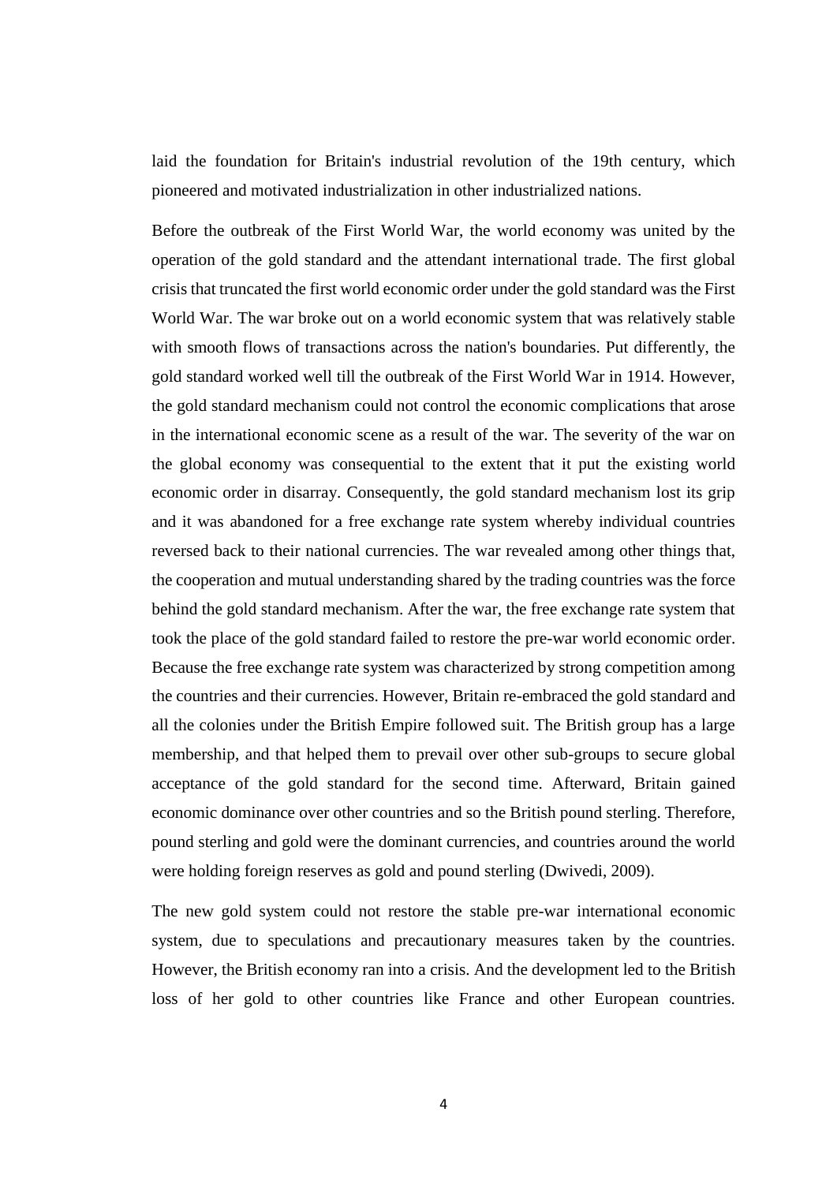laid the foundation for Britain's industrial revolution of the 19th century, which pioneered and motivated industrialization in other industrialized nations.

Before the outbreak of the First World War, the world economy was united by the operation of the gold standard and the attendant international trade. The first global crisis that truncated the first world economic order under the gold standard was the First World War. The war broke out on a world economic system that was relatively stable with smooth flows of transactions across the nation's boundaries. Put differently, the gold standard worked well till the outbreak of the First World War in 1914. However, the gold standard mechanism could not control the economic complications that arose in the international economic scene as a result of the war. The severity of the war on the global economy was consequential to the extent that it put the existing world economic order in disarray. Consequently, the gold standard mechanism lost its grip and it was abandoned for a free exchange rate system whereby individual countries reversed back to their national currencies. The war revealed among other things that, the cooperation and mutual understanding shared by the trading countries was the force behind the gold standard mechanism. After the war, the free exchange rate system that took the place of the gold standard failed to restore the pre-war world economic order. Because the free exchange rate system was characterized by strong competition among the countries and their currencies. However, Britain re-embraced the gold standard and all the colonies under the British Empire followed suit. The British group has a large membership, and that helped them to prevail over other sub-groups to secure global acceptance of the gold standard for the second time. Afterward, Britain gained economic dominance over other countries and so the British pound sterling. Therefore, pound sterling and gold were the dominant currencies, and countries around the world were holding foreign reserves as gold and pound sterling (Dwivedi, 2009).

The new gold system could not restore the stable pre-war international economic system, due to speculations and precautionary measures taken by the countries. However, the British economy ran into a crisis. And the development led to the British loss of her gold to other countries like France and other European countries.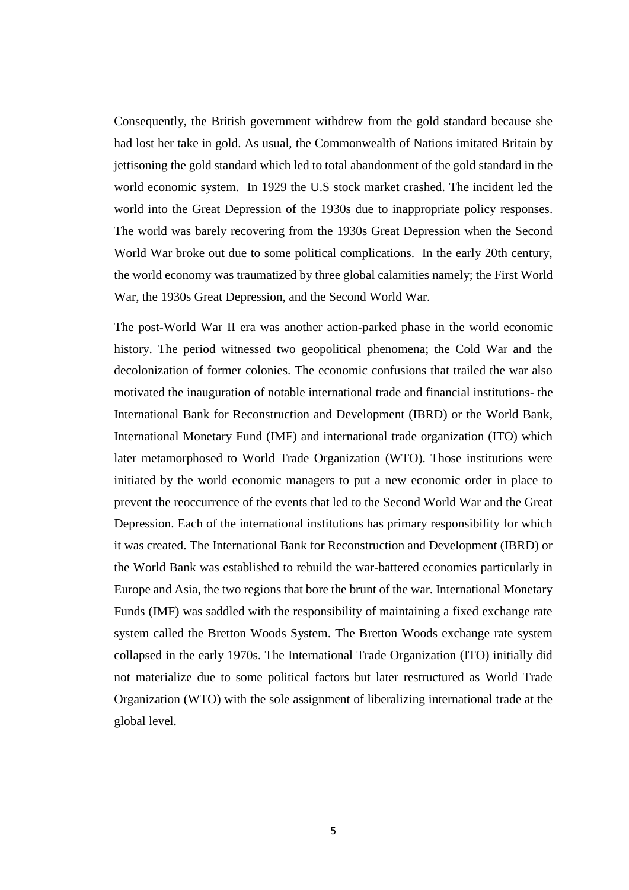Consequently, the British government withdrew from the gold standard because she had lost her take in gold. As usual, the Commonwealth of Nations imitated Britain by jettisoning the gold standard which led to total abandonment of the gold standard in the world economic system. In 1929 the U.S stock market crashed. The incident led the world into the Great Depression of the 1930s due to inappropriate policy responses. The world was barely recovering from the 1930s Great Depression when the Second World War broke out due to some political complications. In the early 20th century, the world economy was traumatized by three global calamities namely; the First World War, the 1930s Great Depression, and the Second World War.

The post-World War II era was another action-parked phase in the world economic history. The period witnessed two geopolitical phenomena; the Cold War and the decolonization of former colonies. The economic confusions that trailed the war also motivated the inauguration of notable international trade and financial institutions- the International Bank for Reconstruction and Development (IBRD) or the World Bank, International Monetary Fund (IMF) and international trade organization (ITO) which later metamorphosed to World Trade Organization (WTO). Those institutions were initiated by the world economic managers to put a new economic order in place to prevent the reoccurrence of the events that led to the Second World War and the Great Depression. Each of the international institutions has primary responsibility for which it was created. The International Bank for Reconstruction and Development (IBRD) or the World Bank was established to rebuild the war-battered economies particularly in Europe and Asia, the two regions that bore the brunt of the war. International Monetary Funds (IMF) was saddled with the responsibility of maintaining a fixed exchange rate system called the Bretton Woods System. The Bretton Woods exchange rate system collapsed in the early 1970s. The International Trade Organization (ITO) initially did not materialize due to some political factors but later restructured as World Trade Organization (WTO) with the sole assignment of liberalizing international trade at the global level.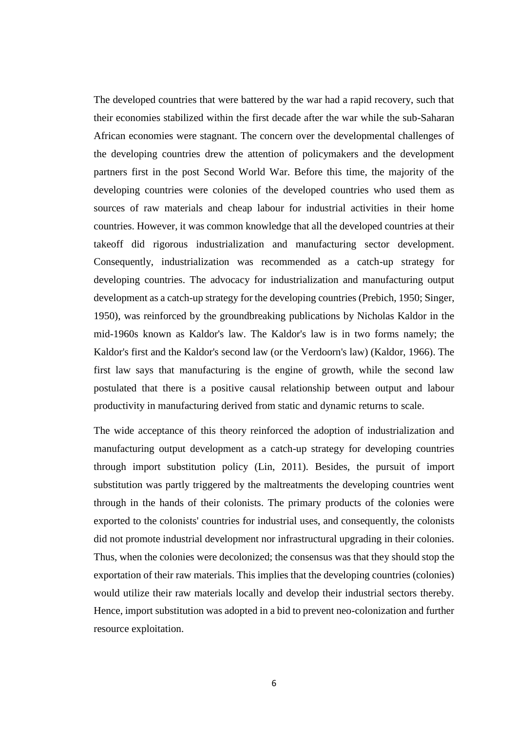The developed countries that were battered by the war had a rapid recovery, such that their economies stabilized within the first decade after the war while the sub-Saharan African economies were stagnant. The concern over the developmental challenges of the developing countries drew the attention of policymakers and the development partners first in the post Second World War. Before this time, the majority of the developing countries were colonies of the developed countries who used them as sources of raw materials and cheap labour for industrial activities in their home countries. However, it was common knowledge that all the developed countries at their takeoff did rigorous industrialization and manufacturing sector development. Consequently, industrialization was recommended as a catch-up strategy for developing countries. The advocacy for industrialization and manufacturing output development as a catch-up strategy for the developing countries (Prebich, 1950; Singer, 1950), was reinforced by the groundbreaking publications by Nicholas Kaldor in the mid-1960s known as Kaldor's law. The Kaldor's law is in two forms namely; the Kaldor's first and the Kaldor's second law (or the Verdoorn's law) (Kaldor, 1966). The first law says that manufacturing is the engine of growth, while the second law postulated that there is a positive causal relationship between output and labour productivity in manufacturing derived from static and dynamic returns to scale.

The wide acceptance of this theory reinforced the adoption of industrialization and manufacturing output development as a catch-up strategy for developing countries through import substitution policy (Lin, 2011). Besides, the pursuit of import substitution was partly triggered by the maltreatments the developing countries went through in the hands of their colonists. The primary products of the colonies were exported to the colonists' countries for industrial uses, and consequently, the colonists did not promote industrial development nor infrastructural upgrading in their colonies. Thus, when the colonies were decolonized; the consensus was that they should stop the exportation of their raw materials. This implies that the developing countries (colonies) would utilize their raw materials locally and develop their industrial sectors thereby. Hence, import substitution was adopted in a bid to prevent neo-colonization and further resource exploitation.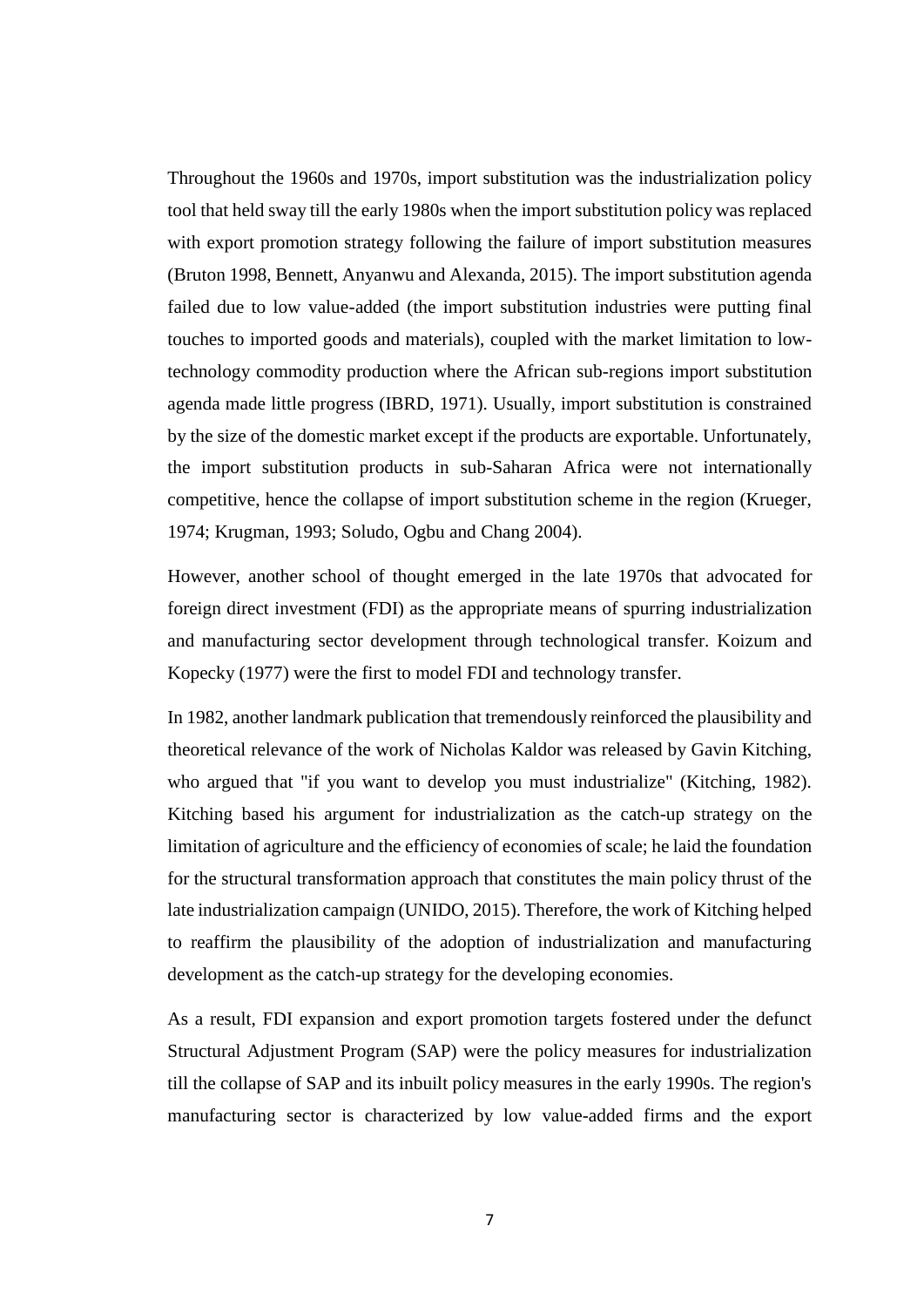Throughout the 1960s and 1970s, import substitution was the industrialization policy tool that held sway till the early 1980s when the import substitution policy was replaced with export promotion strategy following the failure of import substitution measures (Bruton 1998, Bennett, Anyanwu and Alexanda, 2015). The import substitution agenda failed due to low value-added (the import substitution industries were putting final touches to imported goods and materials), coupled with the market limitation to low-technology commodity production where the African sub-regions import substitution agenda made little progress (IBRD, 1971). Usually, import substitution is constrained by the size of the domestic market except if the products are exportable. Unfortunately, the import substitution products in sub-Saharan Africa were not internationally competitive, hence the collapse of import substitution scheme in the region (Krueger, 1974; Krugman, 1993; Soludo, Ogbu and Chang 2004).

However, another school of thought emerged in the late 1970s that advocated for foreign direct investment (FDI) as the appropriate means of spurring industrialization and manufacturing sector development through technological transfer. Koizum and Kopecky (1977) were the first to model FDI and technology transfer.

In 1982, another landmark publication that tremendously reinforced the plausibility and theoretical relevance of the work of Nicholas Kaldor was released by Gavin Kitching, who argued that "if you want to develop you must industrialize" (Kitching, 1982). Kitching based his argument for industrialization as the catch-up strategy on the limitation of agriculture and the efficiency of economies of scale; he laid the foundation for the structural transformation approach that constitutes the main policy thrust of the late industrialization campaign (UNIDO, 2015). Therefore, the work of Kitching helped to reaffirm the plausibility of the adoption of industrialization and manufacturing development as the catch-up strategy for the developing economies.

As a result, FDI expansion and export promotion targets fostered under the defunct Structural Adjustment Program (SAP) were the policy measures for industrialization till the collapse of SAP and its inbuilt policy measures in the early 1990s. The region's manufacturing sector is characterized by low value-added firms and the export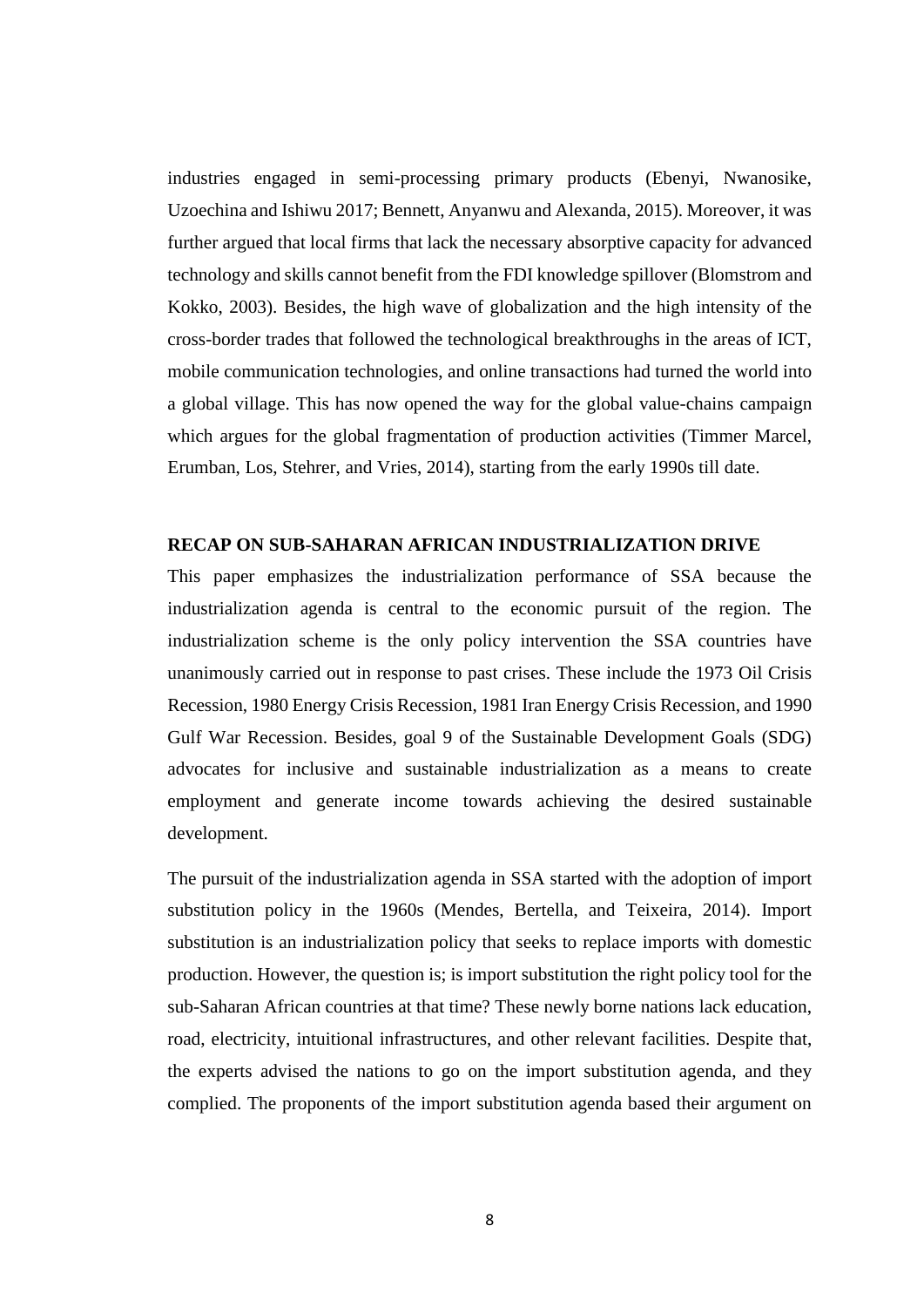industries engaged in semi-processing primary products (Ebenyi, Nwanosike, Uzoechina and Ishiwu 2017; Bennett, Anyanwu and Alexanda, 2015). Moreover, it was further argued that local firms that lack the necessary absorptive capacity for advanced technology and skills cannot benefit from the FDI knowledge spillover (Blomstrom and Kokko, 2003). Besides, the high wave of globalization and the high intensity of the cross-border trades that followed the technological breakthroughs in the areas of ICT, mobile communication technologies, and online transactions had turned the world into a global village. This has now opened the way for the global value-chains campaign which argues for the global fragmentation of production activities (Timmer Marcel, Erumban, Los, Stehrer, and Vries, 2014), starting from the early 1990s till date.

## RECAP ON SUB-SAHARAN AFRICAN INDUSTRIALIZATION DRIVE

This paper emphasizes the industrialization performance of SSA because the industrialization agenda is central to the economic pursuit of the region. The industrialization scheme is the only policy intervention the SSA countries have unanimously carried out in response to past crises. These include the 1973 Oil Crisis Recession, 1980 Energy Crisis Recession, 1981 Iran Energy Crisis Recession, and 1990 Gulf War Recession. Besides, goal 9 of the Sustainable Development Goals (SDG) advocates for inclusive and sustainable industrialization as a means to create employment and generate income towards achieving the desired sustainable development.

The pursuit of the industrialization agenda in SSA started with the adoption of import substitution policy in the 1960s (Mendes, Bertella, and Teixeira, 2014). Import substitution is an industrialization policy that seeks to replace imports with domestic production. However, the question is; is import substitution the right policy tool for the sub-Saharan African countries at that time? These newly borne nations lack education, road, electricity, intuitional infrastructures, and other relevant facilities. Despite that, the experts advised the nations to go on the import substitution agenda, and they complied. The proponents of the import substitution agenda based their argument on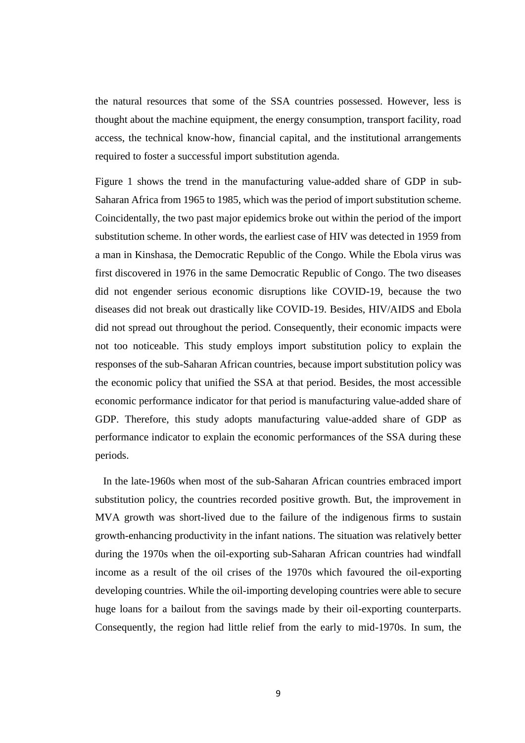the natural resources that some of the SSA countries possessed. However, less is thought about the machine equipment, the energy consumption, transport facility, road access, the technical know-how, financial capital, and the institutional arrangements required to foster a successful import substitution agenda.

Figure 1 shows the trend in the manufacturing value-added share of GDP in sub-Saharan Africa from 1965 to 1985, which was the period of import substitution scheme. Coincidentally, the two past major epidemics broke out within the period of the import substitution scheme. In other words, the earliest case of HIV was detected in 1959 from a man in Kinshasa, the Democratic Republic of the Congo. While the Ebola virus was first discovered in 1976 in the same Democratic Republic of Congo. The two diseases did not engender serious economic disruptions like COVID-19, because the two diseases did not break out drastically like COVID-19. Besides, HIV/AIDS and Ebola did not spread out throughout the period. Consequently, their economic impacts were not too noticeable. This study employs import substitution policy to explain the responses of the sub-Saharan African countries, because import substitution policy was the economic policy that unified the SSA at that period. Besides, the most accessible economic performance indicator for that period is manufacturing value-added share of GDP. Therefore, this study adopts manufacturing value-added share of GDP as performance indicator to explain the economic performances of the SSA during these periods.

In the late-1960s when most of the sub-Saharan African countries embraced import substitution policy, the countries recorded positive growth. But, the improvement in MVA growth was short-lived due to the failure of the indigenous firms to sustain growth-enhancing productivity in the infant nations. The situation was relatively better during the 1970s when the oil-exporting sub-Saharan African countries had windfall income as a result of the oil crises of the 1970s which favoured the oil-exporting developing countries. While the oil-importing developing countries were able to secure huge loans for a bailout from the savings made by their oil-exporting counterparts. Consequently, the region had little relief from the early to mid-1970s. In sum, the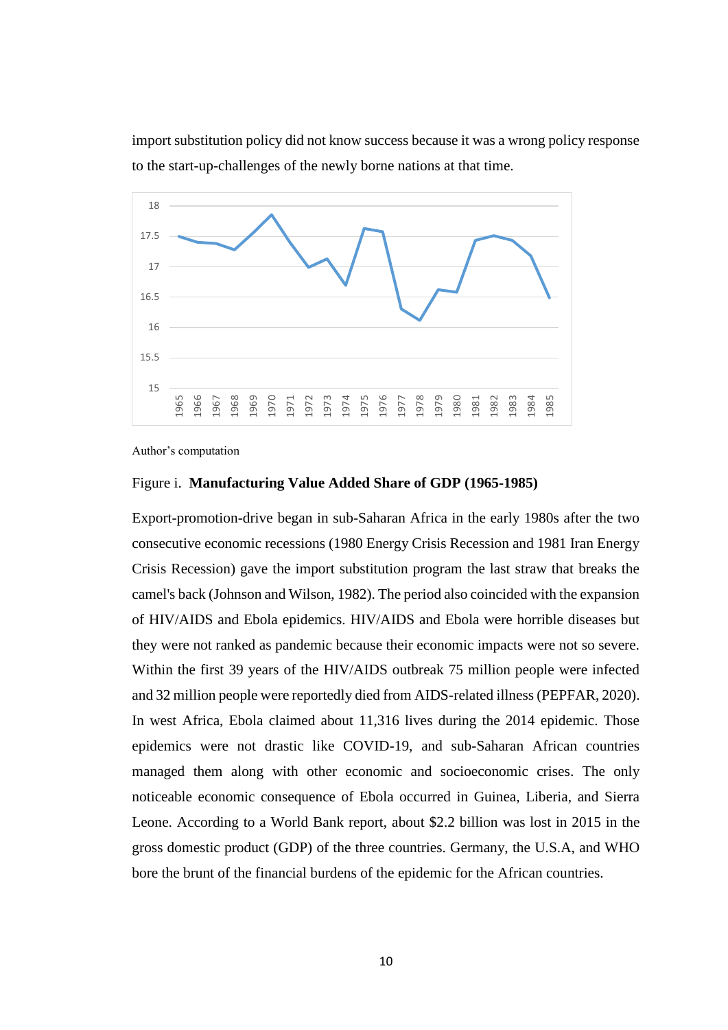import substitution policy did not know success because it was a wrong policy response to the start-up-challenges of the newly borne nations at that time.

Author's computation

Figure i. **Manufacturing Value Added Share of GDP (1965-1985)**

Export-promotion-drive began in sub-Saharan Africa in the early 1980s after the two consecutive economic recessions (1980 Energy Crisis Recession and 1981 Iran Energy Crisis Recession) gave the import substitution program the last straw that breaks the camel's back (Johnson and Wilson, 1982). The period also coincided with the expansion of HIV/AIDS and Ebola epidemics. HIV/AIDS and Ebola were horrible diseases but they were not ranked as pandemic because their economic impacts were not so severe. Within the first 39 years of the HIV/AIDS outbreak 75 million people were infected and 32 million people were reportedly died from AIDS-related illness (PEPFAR, 2020). In west Africa, Ebola claimed about 11,316 lives during the 2014 epidemic. Those epidemics were not drastic like COVID-19, and sub-Saharan African countries managed them along with other economic and socioeconomic crises. The only noticeable economic consequence of Ebola occurred in Guinea, Liberia, and Sierra Leone. According to a World Bank report, about $2.2 billion was lost in 2015 in the gross domestic product (GDP) of the three countries. Germany, the U.S.A, and WHO bore the brunt of the financial burdens of the epidemic for the African countries.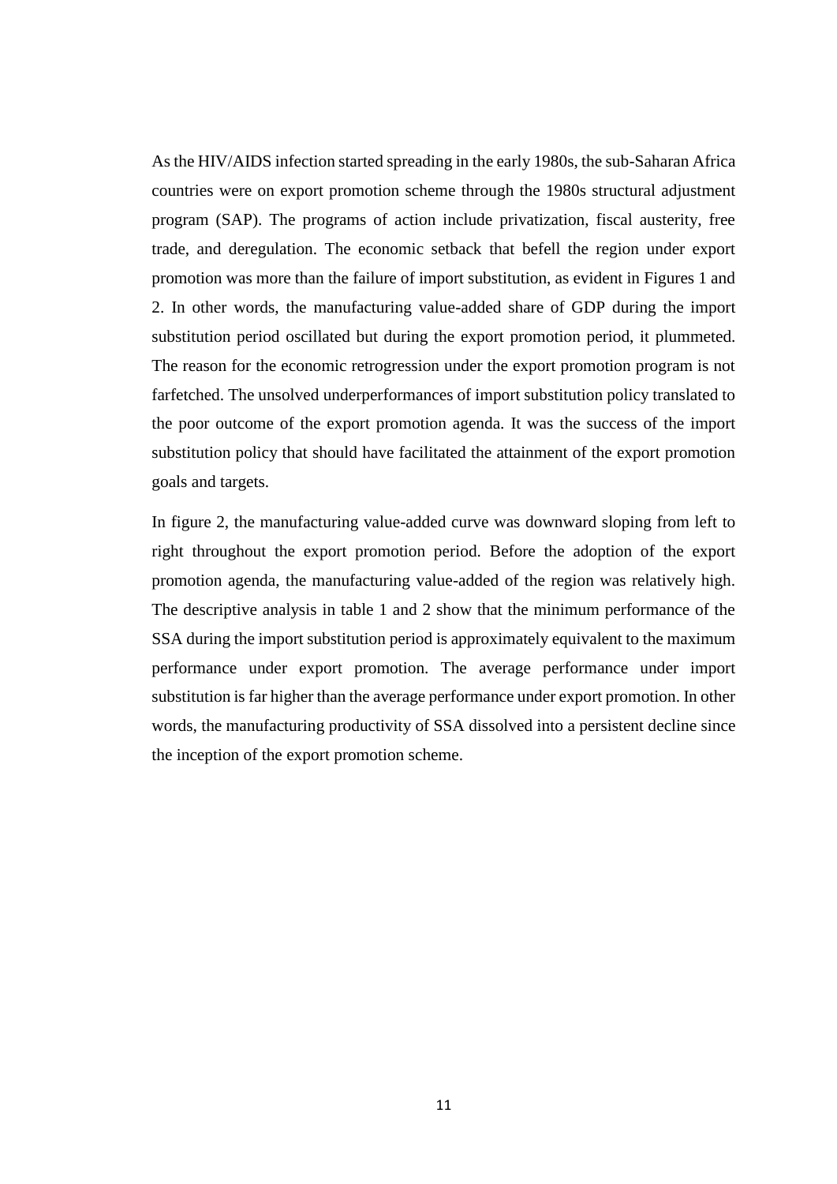As the HIV/AIDS infection started spreading in the early 1980s, the sub-Saharan Africa countries were on export promotion scheme through the 1980s structural adjustment program (SAP). The programs of action include privatization, fiscal austerity, free trade, and deregulation. The economic setback that befell the region under export promotion was more than the failure of import substitution, as evident in Figures 1 and 2. In other words, the manufacturing value-added share of GDP during the import substitution period oscillated but during the export promotion period, it plummeted. The reason for the economic retrogression under the export promotion program is not farfetched. The unsolved underperformances of import substitution policy translated to the poor outcome of the export promotion agenda. It was the success of the import substitution policy that should have facilitated the attainment of the export promotion goals and targets.

In figure 2, the manufacturing value-added curve was downward sloping from left to right throughout the export promotion period. Before the adoption of the export promotion agenda, the manufacturing value-added of the region was relatively high. The descriptive analysis in table 1 and 2 show that the minimum performance of the SSA during the import substitution period is approximately equivalent to the maximum performance under export promotion. The average performance under import substitution is far higher than the average performance under export promotion. In other words, the manufacturing productivity of SSA dissolved into a persistent decline since the inception of the export promotion scheme.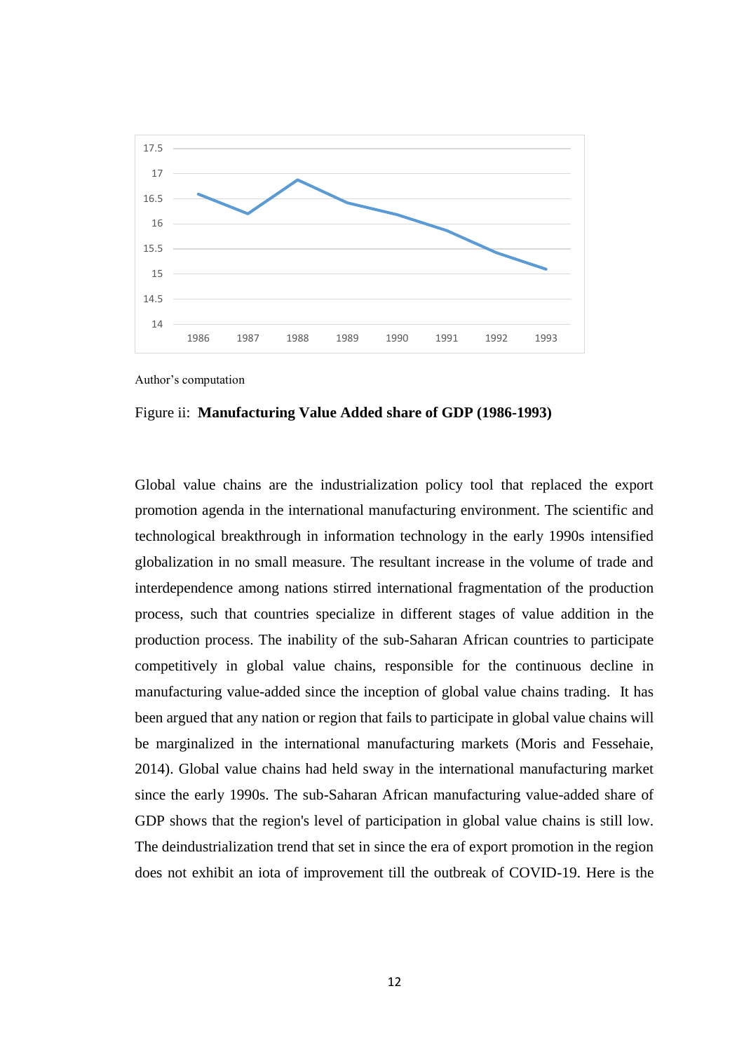Author's computation

Figure ii: **Manufacturing Value Added share of GDP (1986-1993)**

Global value chains are the industrialization policy tool that replaced the export promotion agenda in the international manufacturing environment. The scientific and technological breakthrough in information technology in the early 1990s intensified globalization in no small measure. The resultant increase in the volume of trade and interdependence among nations stirred international fragmentation of the production process, such that countries specialize in different stages of value addition in the production process. The inability of the sub-Saharan African countries to participate competitively in global value chains, responsible for the continuous decline in manufacturing value-added since the inception of global value chains trading. It has been argued that any nation or region that fails to participate in global value chains will be marginalized in the international manufacturing markets (Moris and Fessehaie, 2014). Global value chains had held sway in the international manufacturing market since the early 1990s. The sub-Saharan African manufacturing value-added share of GDP shows that the region's level of participation in global value chains is still low. The deindustrialization trend that set in since the era of export promotion in the region does not exhibit an iota of improvement till the outbreak of COVID-19. Here is the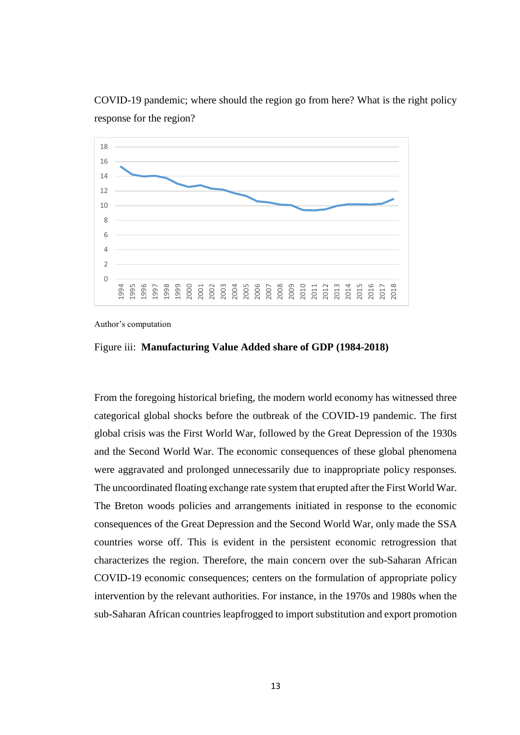COVID-19 pandemic; where should the region go from here? What is the right policy response for the region?

Author's computation

Figure iii: **Manufacturing Value Added share of GDP (1984-2018)**

From the foregoing historical briefing, the modern world economy has witnessed three categorical global shocks before the outbreak of the COVID-19 pandemic. The first global crisis was the First World War, followed by the Great Depression of the 1930s and the Second World War. The economic consequences of these global phenomena were aggravated and prolonged unnecessarily due to inappropriate policy responses. The uncoordinated floating exchange rate system that erupted after the First World War. The Breton woods policies and arrangements initiated in response to the economic consequences of the Great Depression and the Second World War, only made the SSA countries worse off. This is evident in the persistent economic retrogression that characterizes the region. Therefore, the main concern over the sub-Saharan African COVID-19 economic consequences; centers on the formulation of appropriate policy intervention by the relevant authorities. For instance, in the 1970s and 1980s when the sub-Saharan African countries leapfrogged to import substitution and export promotion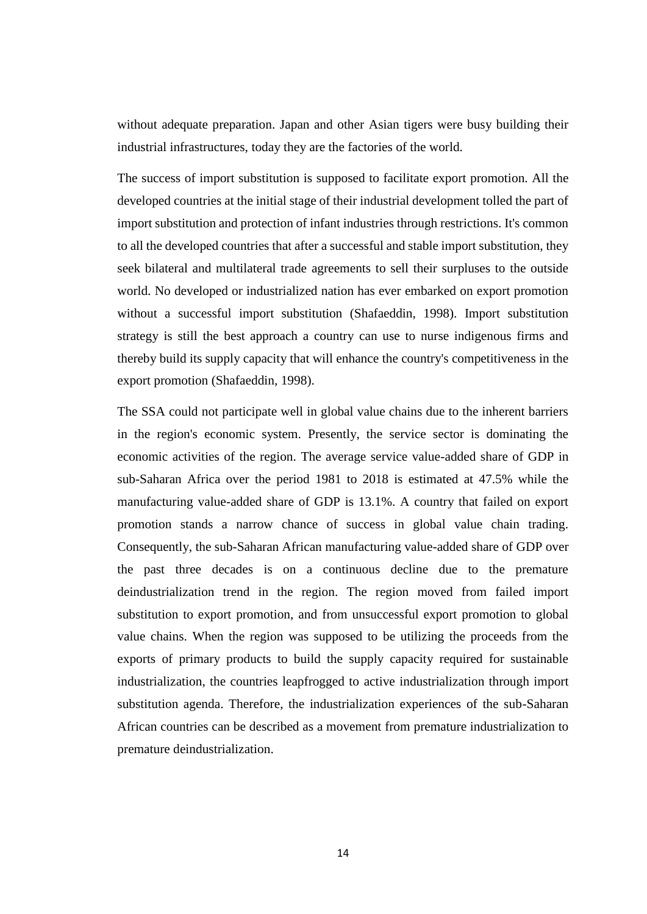without adequate preparation. Japan and other Asian tigers were busy building their industrial infrastructures, today they are the factories of the world.

The success of import substitution is supposed to facilitate export promotion. All the developed countries at the initial stage of their industrial development tolled the part of import substitution and protection of infant industries through restrictions. It's common to all the developed countries that after a successful and stable import substitution, they seek bilateral and multilateral trade agreements to sell their surpluses to the outside world. No developed or industrialized nation has ever embarked on export promotion without a successful import substitution (Shafaeddin, 1998). Import substitution strategy is still the best approach a country can use to nurse indigenous firms and thereby build its supply capacity that will enhance the country's competitiveness in the export promotion (Shafaeddin, 1998).

The SSA could not participate well in global value chains due to the inherent barriers in the region's economic system. Presently, the service sector is dominating the economic activities of the region. The average service value-added share of GDP in sub-Saharan Africa over the period 1981 to 2018 is estimated at 47.5% while the manufacturing value-added share of GDP is 13.1%. A country that failed on export promotion stands a narrow chance of success in global value chain trading. Consequently, the sub-Saharan African manufacturing value-added share of GDP over the past three decades is on a continuous decline due to the premature deindustrialization trend in the region. The region moved from failed import substitution to export promotion, and from unsuccessful export promotion to global value chains. When the region was supposed to be utilizing the proceeds from the exports of primary products to build the supply capacity required for sustainable industrialization, the countries leapfrogged to active industrialization through import substitution agenda. Therefore, the industrialization experiences of the sub-Saharan African countries can be described as a movement from premature industrialization to premature deindustrialization.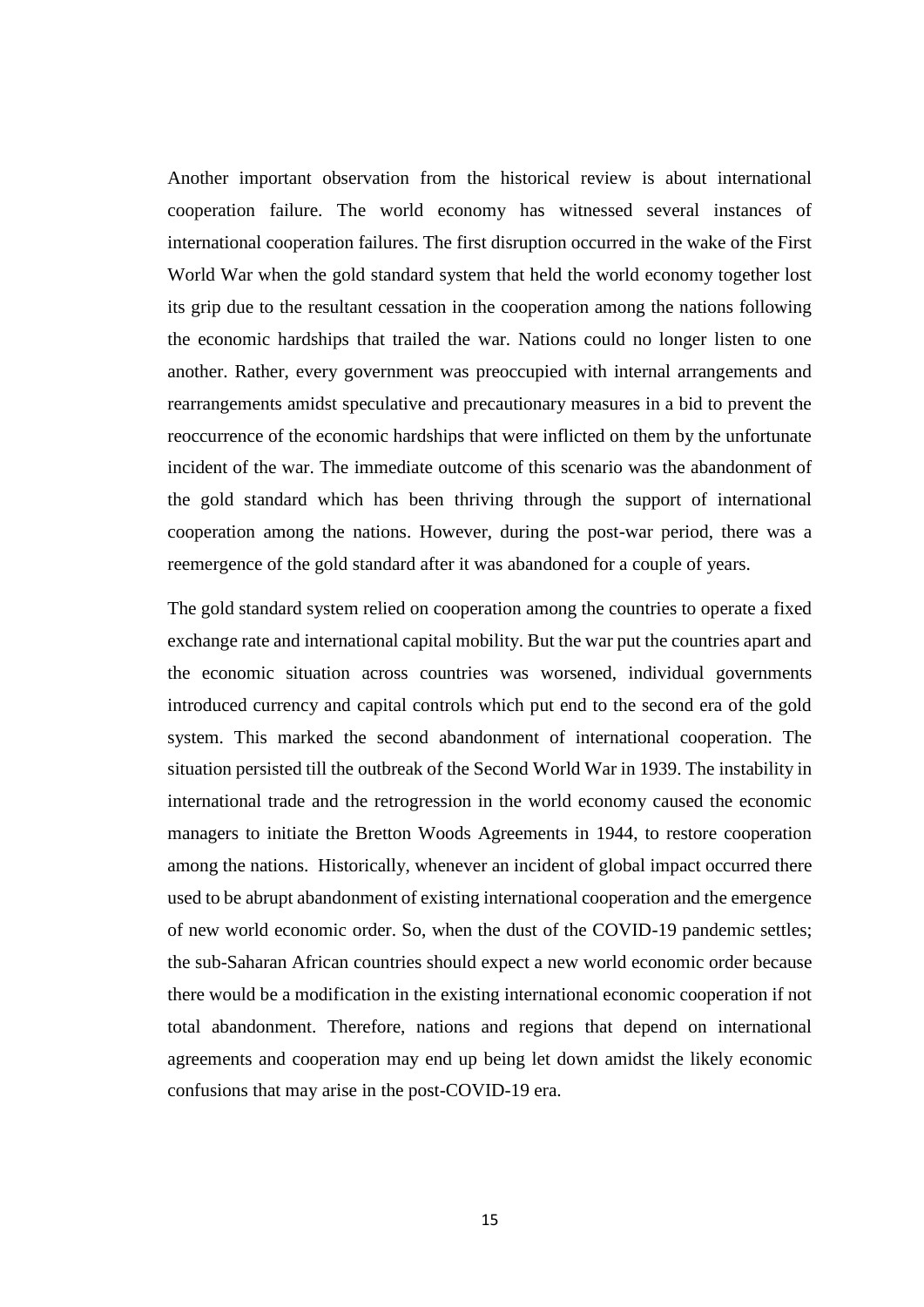Another important observation from the historical review is about international cooperation failure. The world economy has witnessed several instances of international cooperation failures. The first disruption occurred in the wake of the First World War when the gold standard system that held the world economy together lost its grip due to the resultant cessation in the cooperation among the nations following the economic hardships that trailed the war. Nations could no longer listen to one another. Rather, every government was preoccupied with internal arrangements and rearrangements amidst speculative and precautionary measures in a bid to prevent the reoccurrence of the economic hardships that were inflicted on them by the unfortunate incident of the war. The immediate outcome of this scenario was the abandonment of the gold standard which has been thriving through the support of international cooperation among the nations. However, during the post-war period, there was a reemergence of the gold standard after it was abandoned for a couple of years.

The gold standard system relied on cooperation among the countries to operate a fixed exchange rate and international capital mobility. But the war put the countries apart and the economic situation across countries was worsened, individual governments introduced currency and capital controls which put end to the second era of the gold system. This marked the second abandonment of international cooperation. The situation persisted till the outbreak of the Second World War in 1939. The instability in international trade and the retrogression in the world economy caused the economic managers to initiate the Bretton Woods Agreements in 1944, to restore cooperation among the nations. Historically, whenever an incident of global impact occurred there used to be abrupt abandonment of existing international cooperation and the emergence of new world economic order. So, when the dust of the COVID-19 pandemic settles; the sub-Saharan African countries should expect a new world economic order because there would be a modification in the existing international economic cooperation if not total abandonment. Therefore, nations and regions that depend on international agreements and cooperation may end up being let down amidst the likely economic confusions that may arise in the post-COVID-19 era.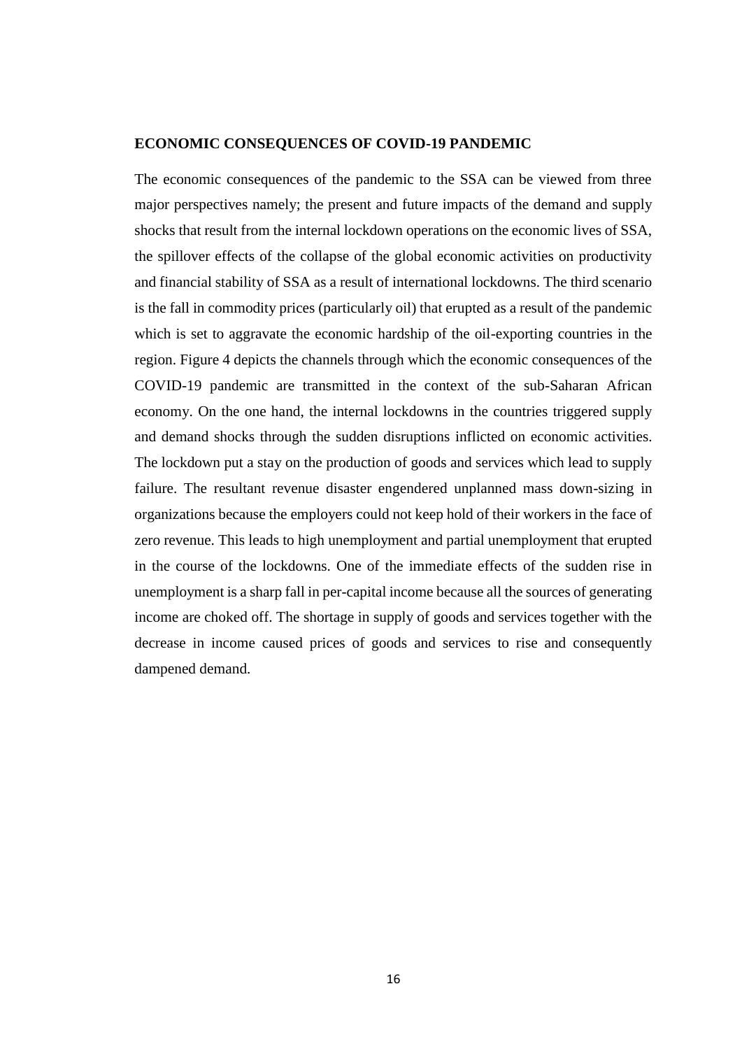## ECONOMIC CONSEQUENCES OF COVID-19 PANDEMIC

The economic consequences of the pandemic to the SSA can be viewed from three major perspectives namely; the present and future impacts of the demand and supply shocks that result from the internal lockdown operations on the economic lives of SSA, the spillover effects of the collapse of the global economic activities on productivity and financial stability of SSA as a result of international lockdowns. The third scenario is the fall in commodity prices (particularly oil) that erupted as a result of the pandemic which is set to aggravate the economic hardship of the oil-exporting countries in the region. Figure 4 depicts the channels through which the economic consequences of the COVID-19 pandemic are transmitted in the context of the sub-Saharan African economy. On the one hand, the internal lockdowns in the countries triggered supply and demand shocks through the sudden disruptions inflicted on economic activities. The lockdown put a stay on the production of goods and services which lead to supply failure. The resultant revenue disaster engendered unplanned mass down-sizing in organizations because the employers could not keep hold of their workers in the face of zero revenue. This leads to high unemployment and partial unemployment that erupted in the course of the lockdowns. One of the immediate effects of the sudden rise in unemployment is a sharp fall in per-capital income because all the sources of generating income are choked off. The shortage in supply of goods and services together with the decrease in income caused prices of goods and services to rise and consequently dampened demand.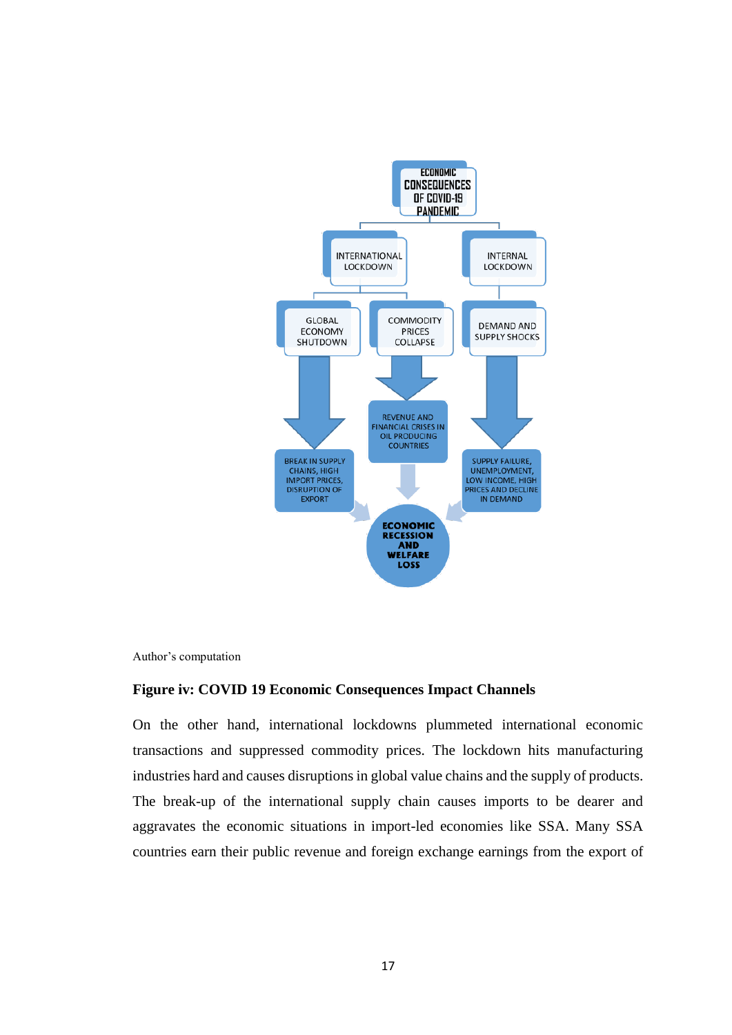Author's computation

**Figure iv: COVID 19 Economic Consequences Impact Channels**

On the other hand, international lockdowns plummeted international economic transactions and suppressed commodity prices. The lockdown hits manufacturing industries hard and causes disruptions in global value chains and the supply of products. The break-up of the international supply chain causes imports to be dearer and aggravates the economic situations in import-led economies like SSA. Many SSA countries earn their public revenue and foreign exchange earnings from the export of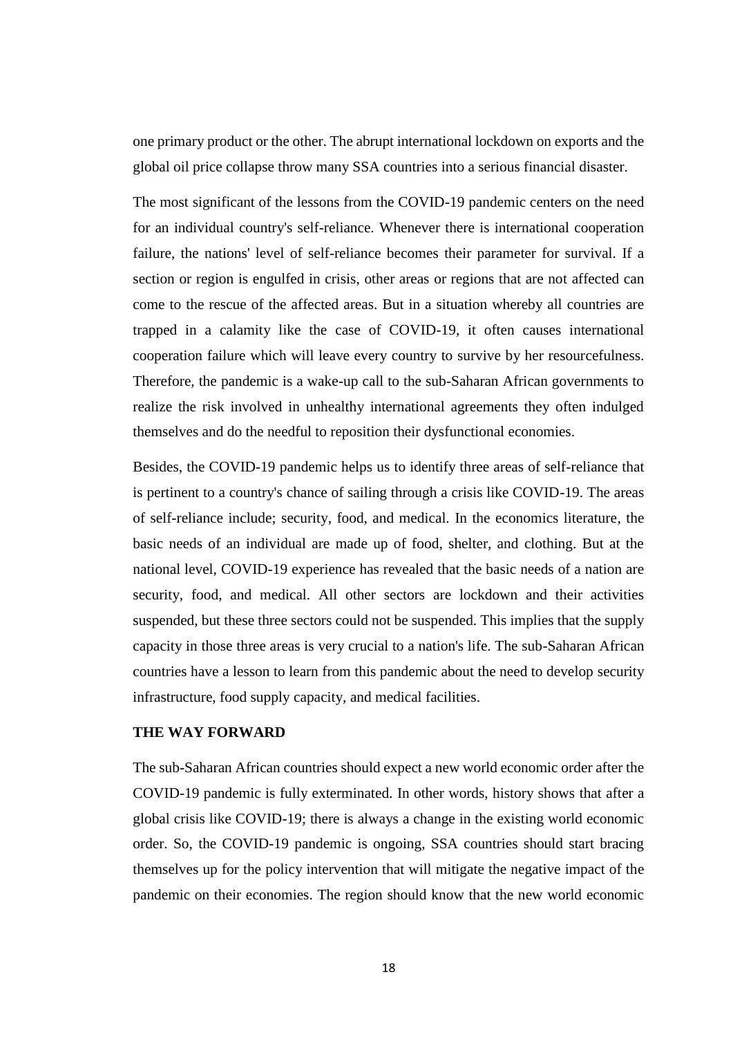one primary product or the other. The abrupt international lockdown on exports and the global oil price collapse throw many SSA countries into a serious financial disaster.

The most significant of the lessons from the COVID-19 pandemic centers on the need for an individual country's self-reliance. Whenever there is international cooperation failure, the nations' level of self-reliance becomes their parameter for survival. If a section or region is engulfed in crisis, other areas or regions that are not affected can come to the rescue of the affected areas. But in a situation whereby all countries are trapped in a calamity like the case of COVID-19, it often causes international cooperation failure which will leave every country to survive by her resourcefulness. Therefore, the pandemic is a wake-up call to the sub-Saharan African governments to realize the risk involved in unhealthy international agreements they often indulged themselves and do the needful to reposition their dysfunctional economies.

Besides, the COVID-19 pandemic helps us to identify three areas of self-reliance that is pertinent to a country's chance of sailing through a crisis like COVID-19. The areas of self-reliance include; security, food, and medical. In the economics literature, the basic needs of an individual are made up of food, shelter, and clothing. But at the national level, COVID-19 experience has revealed that the basic needs of a nation are security, food, and medical. All other sectors are lockdown and their activities suspended, but these three sectors could not be suspended. This implies that the supply capacity in those three areas is very crucial to a nation's life. The sub-Saharan African countries have a lesson to learn from this pandemic about the need to develop security infrastructure, food supply capacity, and medical facilities.

## THE WAY FORWARD

The sub-Saharan African countries should expect a new world economic order after the COVID-19 pandemic is fully exterminated. In other words, history shows that after a global crisis like COVID-19; there is always a change in the existing world economic order. So, the COVID-19 pandemic is ongoing, SSA countries should start bracing themselves up for the policy intervention that will mitigate the negative impact of the pandemic on their economies. The region should know that the new world economic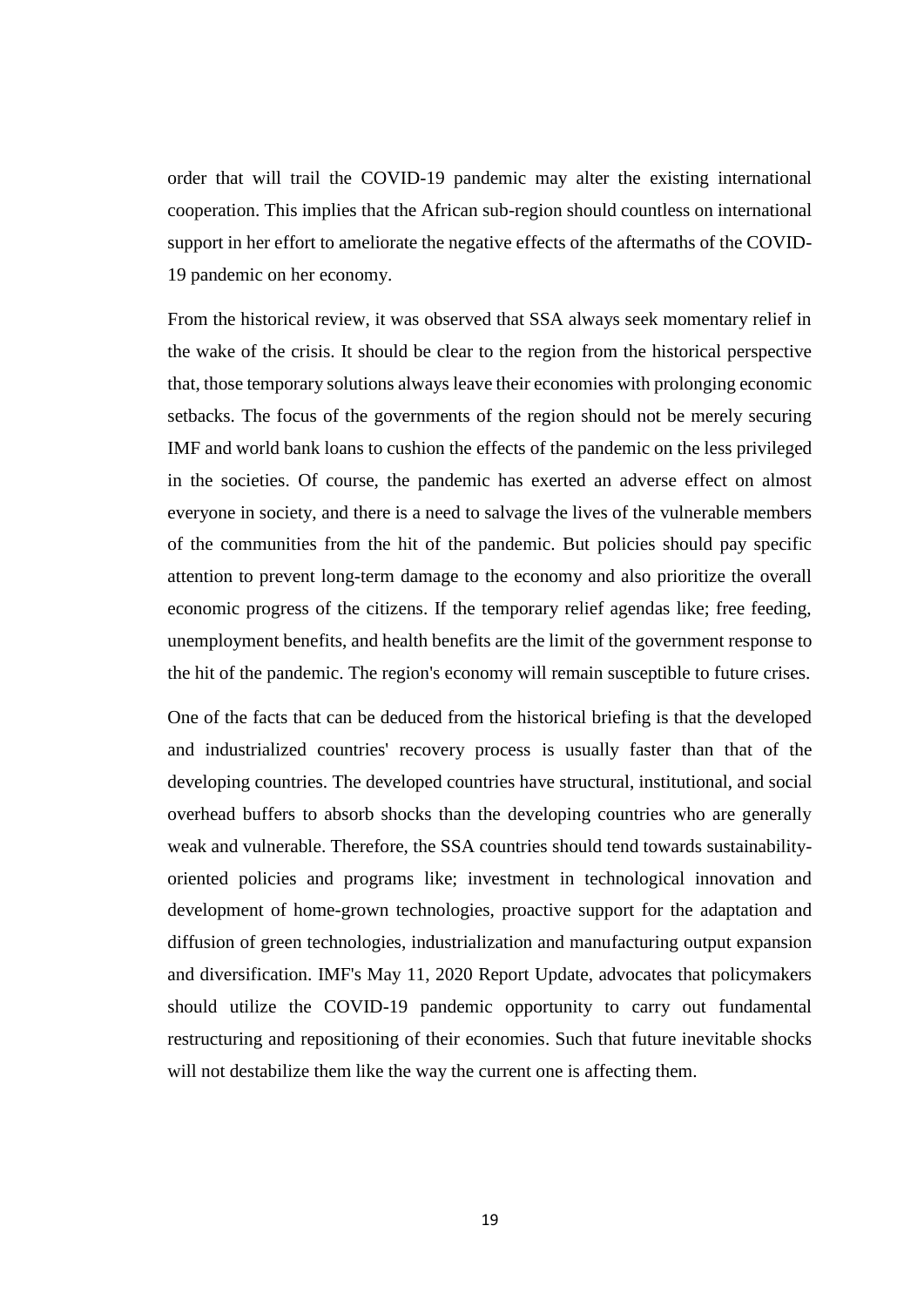order that will trail the COVID-19 pandemic may alter the existing international cooperation. This implies that the African sub-region should countless on international support in her effort to ameliorate the negative effects of the aftermaths of the COVID-19 pandemic on her economy.

From the historical review, it was observed that SSA always seek momentary relief in the wake of the crisis. It should be clear to the region from the historical perspective that, those temporary solutions always leave their economies with prolonging economic setbacks. The focus of the governments of the region should not be merely securing IMF and world bank loans to cushion the effects of the pandemic on the less privileged in the societies. Of course, the pandemic has exerted an adverse effect on almost everyone in society, and there is a need to salvage the lives of the vulnerable members of the communities from the hit of the pandemic. But policies should pay specific attention to prevent long-term damage to the economy and also prioritize the overall economic progress of the citizens. If the temporary relief agendas like; free feeding, unemployment benefits, and health benefits are the limit of the government response to the hit of the pandemic. The region's economy will remain susceptible to future crises.

One of the facts that can be deduced from the historical briefing is that the developed and industrialized countries' recovery process is usually faster than that of the developing countries. The developed countries have structural, institutional, and social overhead buffers to absorb shocks than the developing countries who are generally weak and vulnerable. Therefore, the SSA countries should tend towards sustainability-oriented policies and programs like; investment in technological innovation and development of home-grown technologies, proactive support for the adaptation and diffusion of green technologies, industrialization and manufacturing output expansion and diversification. IMF's May 11, 2020 Report Update, advocates that policymakers should utilize the COVID-19 pandemic opportunity to carry out fundamental restructuring and repositioning of their economies. Such that future inevitable shocks will not destabilize them like the way the current one is affecting them.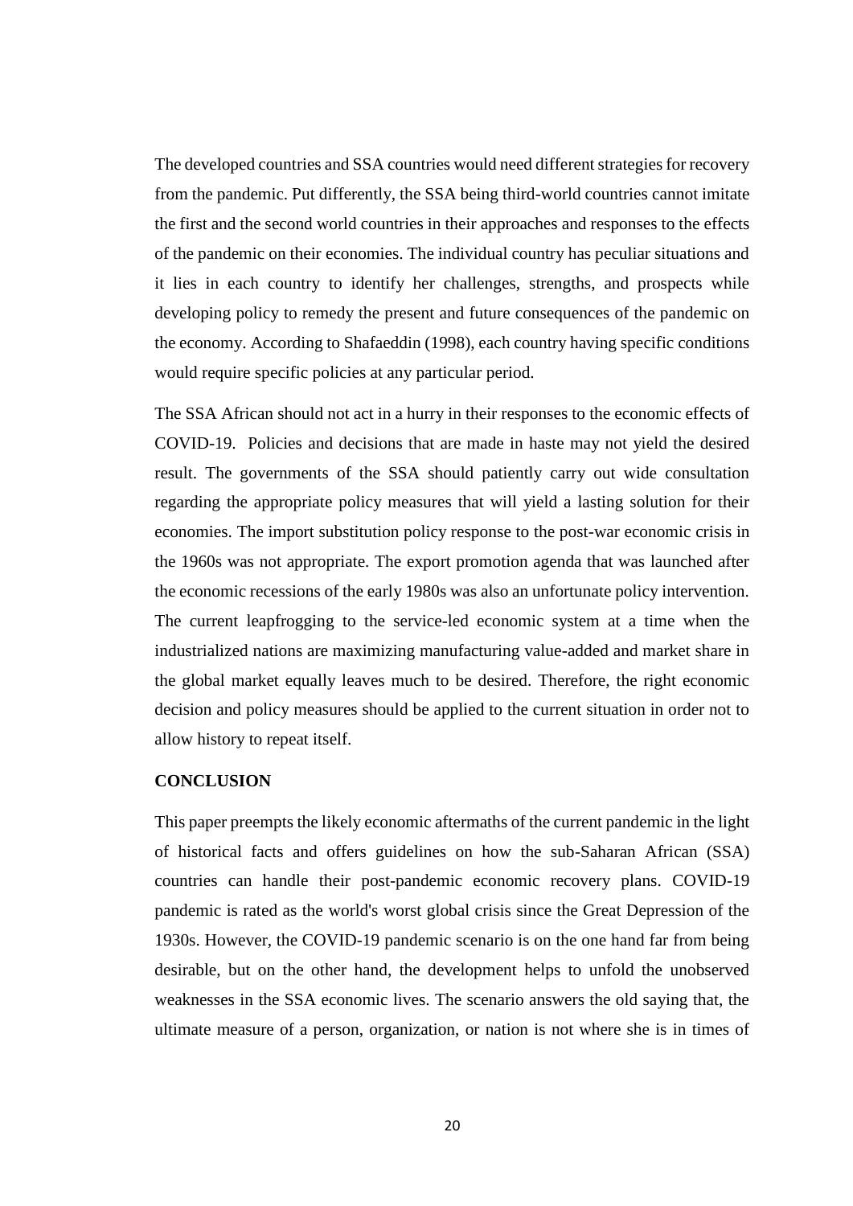The developed countries and SSA countries would need different strategies for recovery from the pandemic. Put differently, the SSA being third-world countries cannot imitate the first and the second world countries in their approaches and responses to the effects of the pandemic on their economies. The individual country has peculiar situations and it lies in each country to identify her challenges, strengths, and prospects while developing policy to remedy the present and future consequences of the pandemic on the economy. According to Shafaeddin (1998), each country having specific conditions would require specific policies at any particular period.

The SSA African should not act in a hurry in their responses to the economic effects of COVID-19. Policies and decisions that are made in haste may not yield the desired result. The governments of the SSA should patiently carry out wide consultation regarding the appropriate policy measures that will yield a lasting solution for their economies. The import substitution policy response to the post-war economic crisis in the 1960s was not appropriate. The export promotion agenda that was launched after the economic recessions of the early 1980s was also an unfortunate policy intervention. The current leapfrogging to the service-led economic system at a time when the industrialized nations are maximizing manufacturing value-added and market share in the global market equally leaves much to be desired. Therefore, the right economic decision and policy measures should be applied to the current situation in order not to allow history to repeat itself.

## CONCLUSION

This paper preempts the likely economic aftermaths of the current pandemic in the light of historical facts and offers guidelines on how the sub-Saharan African (SSA) countries can handle their post-pandemic economic recovery plans. COVID-19 pandemic is rated as the world's worst global crisis since the Great Depression of the 1930s. However, the COVID-19 pandemic scenario is on the one hand far from being desirable, but on the other hand, the development helps to unfold the unobserved weaknesses in the SSA economic lives. The scenario answers the old saying that, the ultimate measure of a person, organization, or nation is not where she is in times of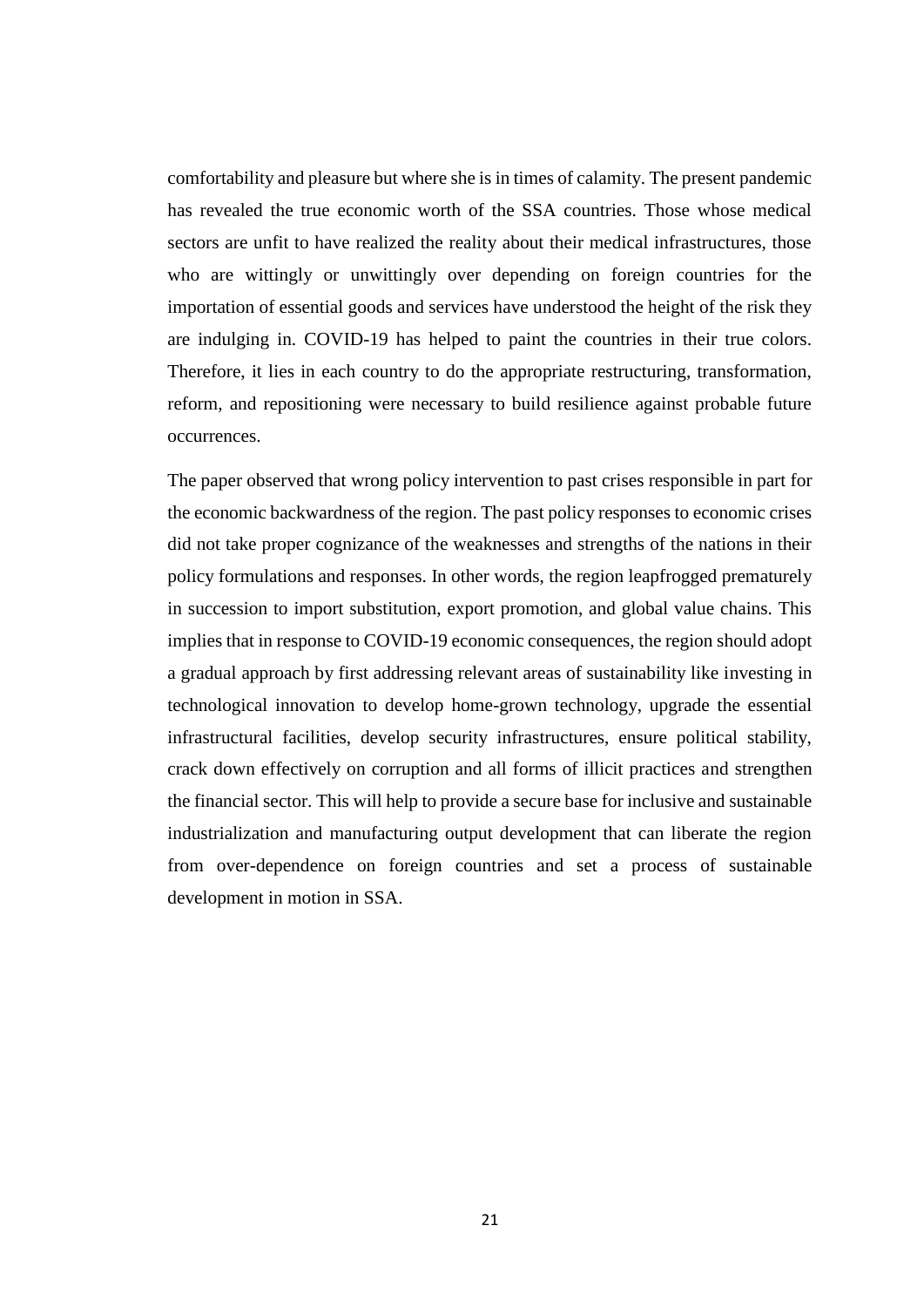comfortability and pleasure but where she is in times of calamity. The present pandemic has revealed the true economic worth of the SSA countries. Those whose medical sectors are unfit to have realized the reality about their medical infrastructures, those who are wittingly or unwittingly over depending on foreign countries for the importation of essential goods and services have understood the height of the risk they are indulging in. COVID-19 has helped to paint the countries in their true colors. Therefore, it lies in each country to do the appropriate restructuring, transformation, reform, and repositioning were necessary to build resilience against probable future occurrences.

The paper observed that wrong policy intervention to past crises responsible in part for the economic backwardness of the region. The past policy responses to economic crises did not take proper cognizance of the weaknesses and strengths of the nations in their policy formulations and responses. In other words, the region leapfrogged prematurely in succession to import substitution, export promotion, and global value chains. This implies that in response to COVID-19 economic consequences, the region should adopt a gradual approach by first addressing relevant areas of sustainability like investing in technological innovation to develop home-grown technology, upgrade the essential infrastructural facilities, develop security infrastructures, ensure political stability, crack down effectively on corruption and all forms of illicit practices and strengthen the financial sector. This will help to provide a secure base for inclusive and sustainable industrialization and manufacturing output development that can liberate the region from over-dependence on foreign countries and set a process of sustainable development in motion in SSA.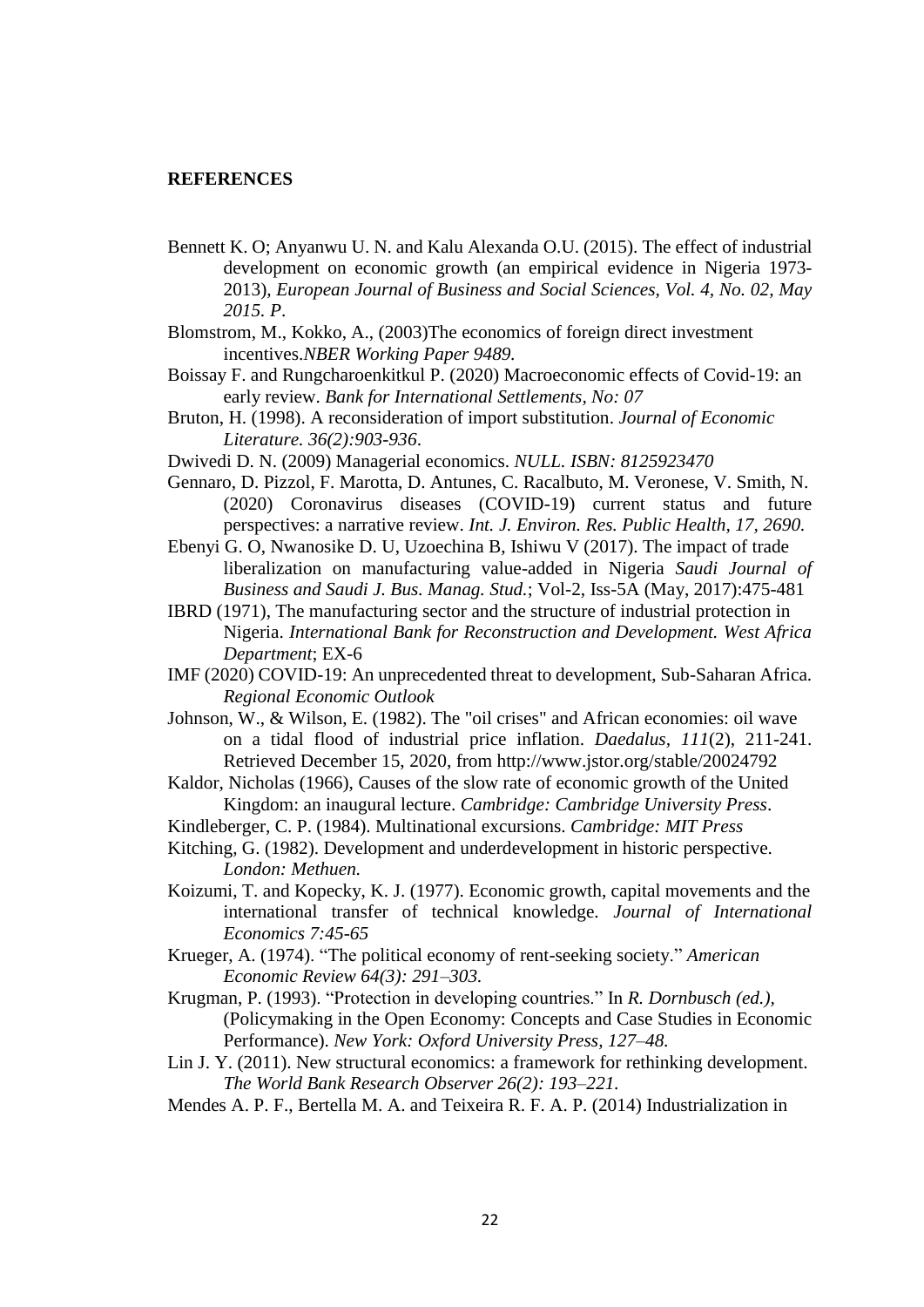## REFERENCES

Bennett K. O; Anyanwu U. N. and Kalu Alexanda O.U. (2015). The effect of industrial development on economic growth (an empirical evidence in Nigeria 1973-2013), *European Journal of Business and Social Sciences, Vol. 4, No. 02, May 2015. P*.

Blomstrom, M., Kokko, A., (2003)The economics of foreign direct investment incentives.*NBER Working Paper 9489.*

Boissay F. and Rungcharoenkitkul P. (2020) Macroeconomic effects of Covid-19: an early review. *Bank for International Settlements, No: 07*

Bruton, H. (1998). A reconsideration of import substitution. *Journal of Economic Literature. 36(2):903-936*.

Dwivedi D. N. (2009) Managerial economics. *NULL. ISBN: 8125923470*

Gennaro, D. Pizzol, F. Marotta, D. Antunes, C. Racalbuto, M. Veronese, V. Smith, N. (2020) Coronavirus diseases (COVID-19) current status and future perspectives: a narrative review. *Int. J. Environ. Res. Public Health, 17, 2690.*

Ebenyi G. O, Nwanosike D. U, Uzoechina B, Ishiwu V (2017). The impact of trade liberalization on manufacturing value-added in Nigeria *Saudi Journal of Business and Saudi J. Bus. Manag. Stud.*; Vol-2, Iss-5A (May, 2017):475-481

IBRD (1971), The manufacturing sector and the structure of industrial protection in Nigeria. *International Bank for Reconstruction and Development. West Africa Department*; EX-6

IMF (2020) COVID-19: An unprecedented threat to development, Sub-Saharan Africa. *Regional Economic Outlook*

Johnson, W., & Wilson, E. (1982). The "oil crises" and African economies: oil wave on a tidal flood of industrial price inflation. *Daedalus*, *111*(2), 211-241. Retrieved December 15, 2020, from http://www.jstor.org/stable/20024792

Kaldor, Nicholas (1966), Causes of the slow rate of economic growth of the United Kingdom: an inaugural lecture. *Cambridge: Cambridge University Press*.

Kindleberger, C. P. (1984). Multinational excursions. *Cambridge: MIT Press*

Kitching, G. (1982). Development and underdevelopment in historic perspective. *London: Methuen.*

Koizumi, T. and Kopecky, K. J. (1977). Economic growth, capital movements and the international transfer of technical knowledge. *Journal of International Economics 7:45-65*

Krueger, A. (1974). "The political economy of rent-seeking society." *American Economic Review 64(3): 291–303.*

Krugman, P. (1993). "Protection in developing countries." In *R. Dornbusch (ed.),* (Policymaking in the Open Economy: Concepts and Case Studies in Economic Performance). *New York: Oxford University Press, 127–48.*

Lin J. Y. (2011). New structural economics: a framework for rethinking development. *The World Bank Research Observer 26(2): 193–221.*

Mendes A. P. F., Bertella M. A. and Teixeira R. F. A. P. (2014) Industrialization in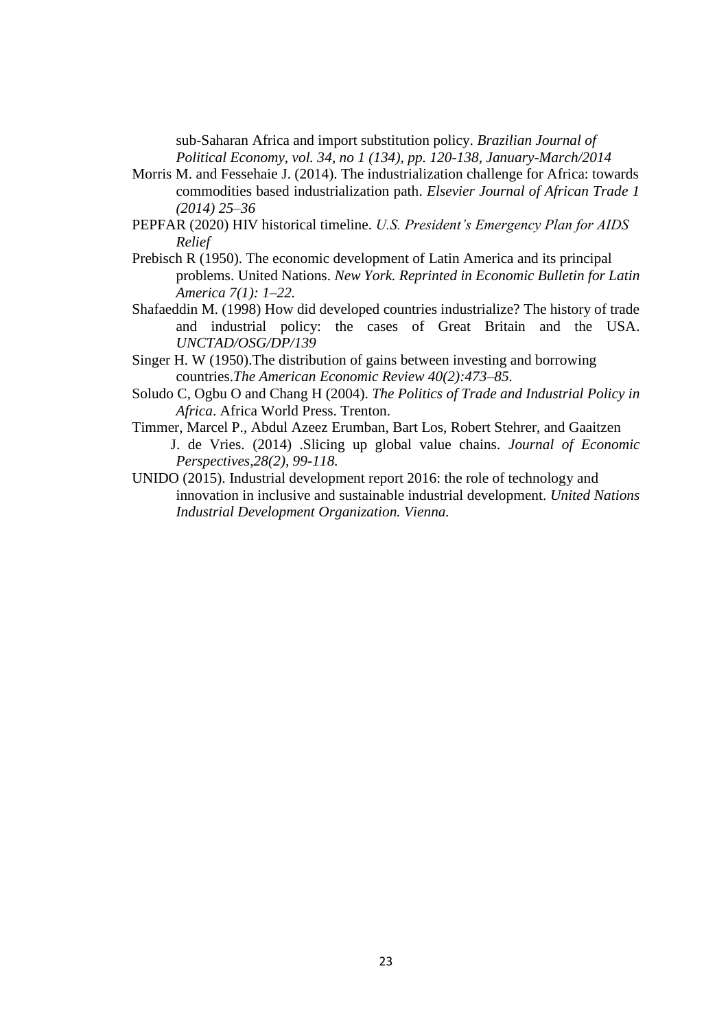sub-Saharan Africa and import substitution policy. *Brazilian Journal of Political Economy, vol. 34, no 1 (134), pp. 120-138, January-March/2014*

Morris M. and Fessehaie J. (2014). The industrialization challenge for Africa: towards commodities based industrialization path. *Elsevier Journal of African Trade 1 (2014) 25–36*

PEPFAR (2020) HIV historical timeline. *U.S. President's Emergency Plan for AIDS Relief*

Prebisch R (1950). The economic development of Latin America and its principal problems. United Nations. *New York. Reprinted in Economic Bulletin for Latin America 7(1): 1–22.*

Shafaeddin M. (1998) How did developed countries industrialize? The history of trade and industrial policy: the cases of Great Britain and the USA. *UNCTAD/OSG/DP/139*

Singer H. W (1950).The distribution of gains between investing and borrowing countries.*The American Economic Review 40(2):473–85.*

Soludo C, Ogbu O and Chang H (2004). *The Politics of Trade and Industrial Policy in Africa*. Africa World Press. Trenton.

Timmer, Marcel P., Abdul Azeez Erumban, Bart Los, Robert Stehrer, and Gaaitzen J. de Vries. (2014) .Slicing up global value chains. *Journal of Economic Perspectives,28(2), 99-118.*

UNIDO (2015). Industrial development report 2016: the role of technology and innovation in inclusive and sustainable industrial development. *United Nations Industrial Development Organization. Vienna.*